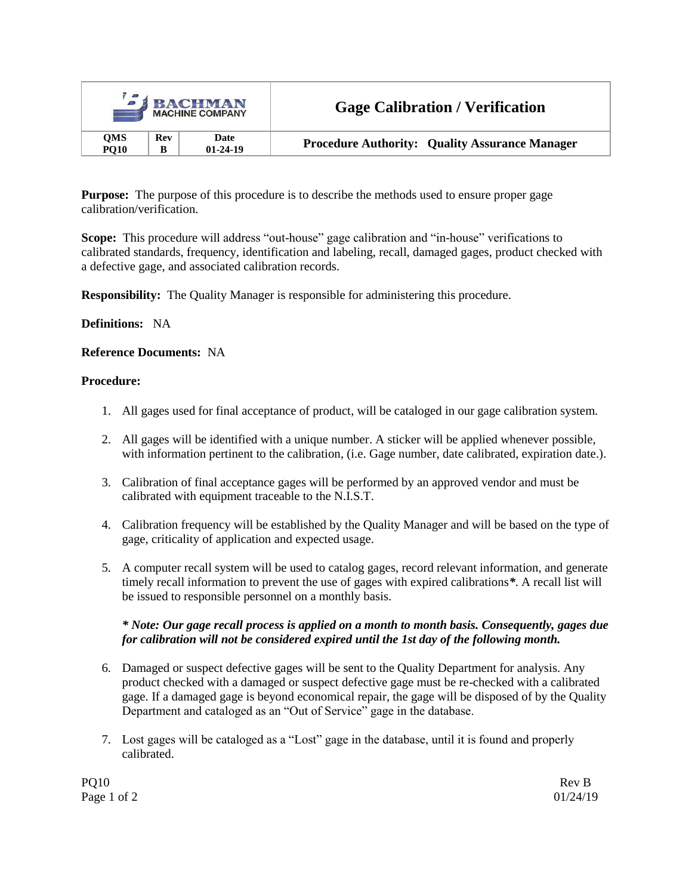| BACHMAN MACHINE COMPANY | | | Gage Calibration / Verification |
|---|---|---|---|
| **QMS PQ10** | **Rev B** | **Date 01-24-19** | **Procedure Authority: Quality Assurance Manager** |

**Purpose:** The purpose of this procedure is to describe the methods used to ensure proper gage calibration/verification.

**Scope:** This procedure will address "out-house" gage calibration and "in-house" verifications to calibrated standards, frequency, identification and labeling, recall, damaged gages, product checked with a defective gage, and associated calibration records.

**Responsibility:** The Quality Manager is responsible for administering this procedure.

**Definitions:** NA

**Reference Documents:** NA

**Procedure:**

1. All gages used for final acceptance of product, will be cataloged in our gage calibration system.

2. All gages will be identified with a unique number. A sticker will be applied whenever possible, with information pertinent to the calibration, (i.e. Gage number, date calibrated, expiration date.).

3. Calibration of final acceptance gages will be performed by an approved vendor and must be calibrated with equipment traceable to the N.I.S.T.

4. Calibration frequency will be established by the Quality Manager and will be based on the type of gage, criticality of application and expected usage.

5. A computer recall system will be used to catalog gages, record relevant information, and generate timely recall information to prevent the use of gages with expired calibrations***.** A recall list will be issued to responsible personnel on a monthly basis.

   ***\* Note: Our gage recall process is applied on a month to month basis. Consequently, gages due for calibration will not be considered expired until the 1st day of the following month.***

6. Damaged or suspect defective gages will be sent to the Quality Department for analysis. Any product checked with a damaged or suspect defective gage must be re-checked with a calibrated gage. If a damaged gage is beyond economical repair, the gage will be disposed of by the Quality Department and cataloged as an "Out of Service" gage in the database.

7. Lost gages will be cataloged as a "Lost" gage in the database, until it is found and properly calibrated.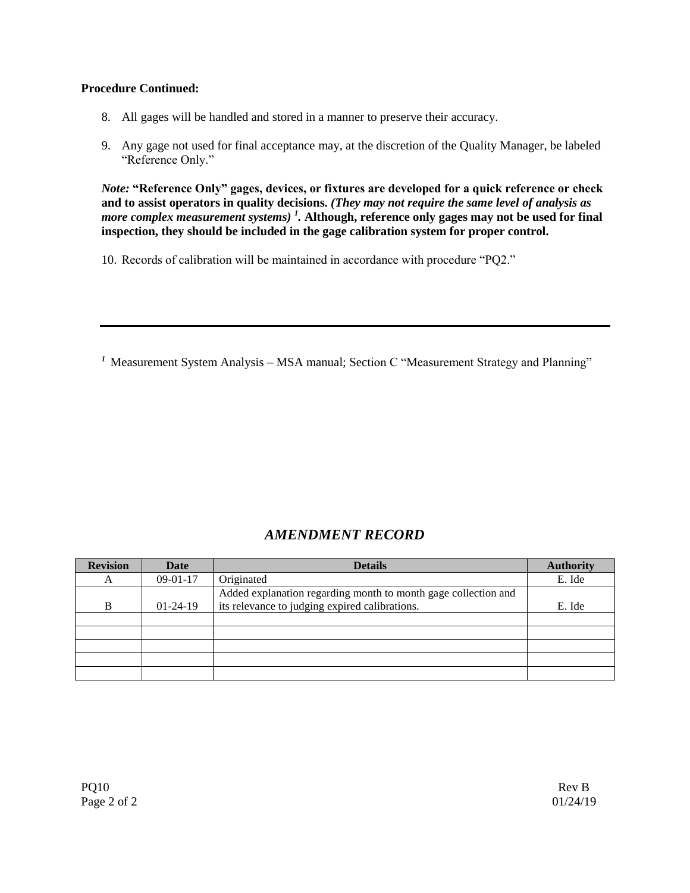**Procedure Continued:**

8. All gages will be handled and stored in a manner to preserve their accuracy.

9. Any gage not used for final acceptance may, at the discretion of the Quality Manager, be labeled "Reference Only."

***Note:*** **"Reference Only" gages, devices, or fixtures are developed for a quick reference or check and to assist operators in quality decisions. *(They may not require the same level of analysis as more complex measurement systems)* [1]. Although, reference only gages may not be used for final inspection, they should be included in the gage calibration system for proper control.**

10. Records of calibration will be maintained in accordance with procedure "PQ2."

---

[1] Measurement System Analysis – MSA manual; Section C "Measurement Strategy and Planning"

## *AMENDMENT RECORD*

| Revision | Date | Details | Authority |
|---|---|---|---|
| A | 09-01-17 | Originated | E. Ide |
| B | 01-24-19 | Added explanation regarding month to month gage collection and its relevance to judging expired calibrations. | E. Ide |
| | | | |
| | | | |
| | | | |
| | | | |
| | | | |